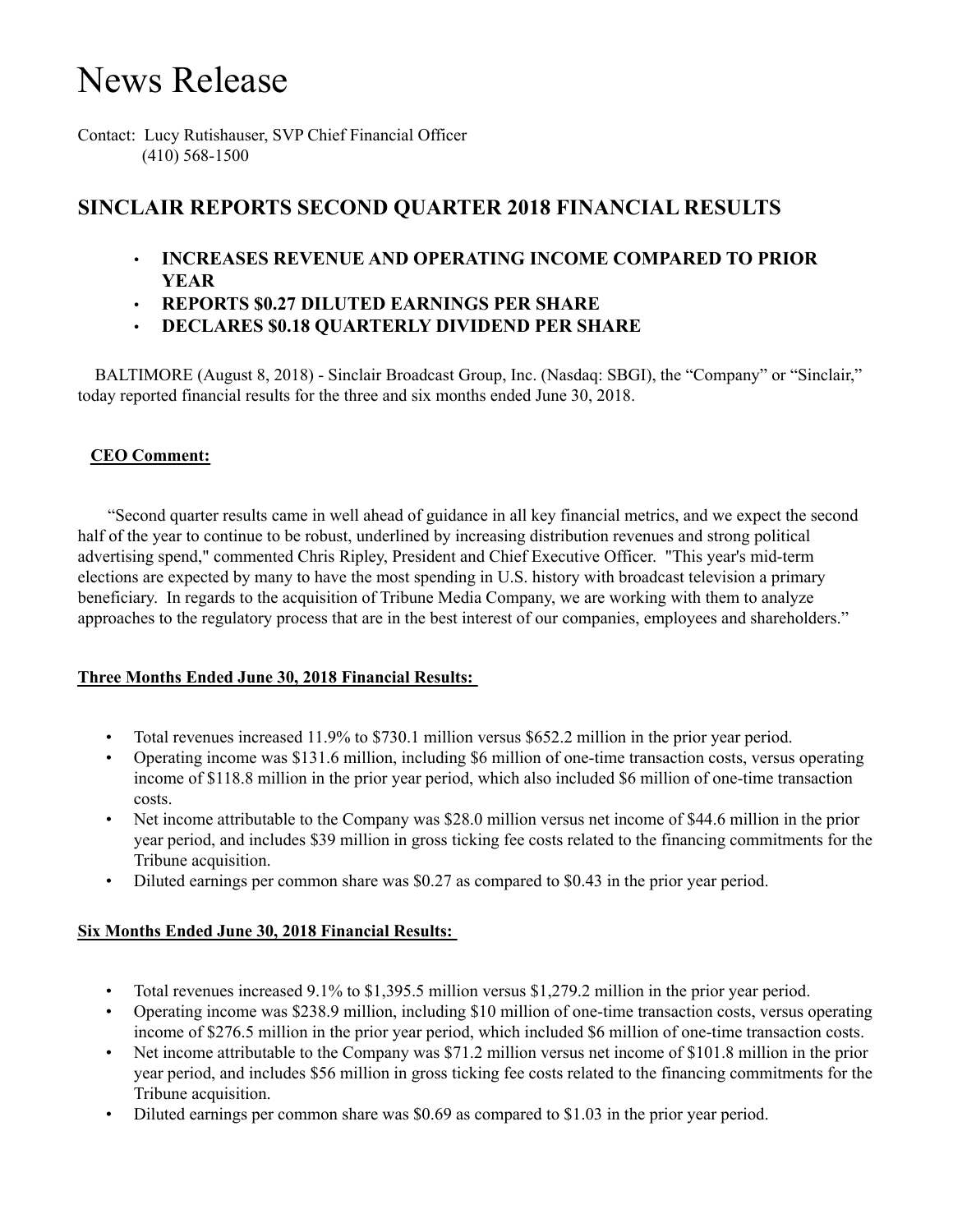# News Release

Contact: Lucy Rutishauser, SVP Chief Financial Officer
(410) 568-1500

## SINCLAIR REPORTS SECOND QUARTER 2018 FINANCIAL RESULTS

- **INCREASES REVENUE AND OPERATING INCOME COMPARED TO PRIOR YEAR**
- **REPORTS $0.27 DILUTED EARNINGS PER SHARE**
- **DECLARES $0.18 QUARTERLY DIVIDEND PER SHARE**

BALTIMORE (August 8, 2018) - Sinclair Broadcast Group, Inc. (Nasdaq: SBGI), the "Company" or "Sinclair," today reported financial results for the three and six months ended June 30, 2018.

**CEO Comment:**

"Second quarter results came in well ahead of guidance in all key financial metrics, and we expect the second half of the year to continue to be robust, underlined by increasing distribution revenues and strong political advertising spend," commented Chris Ripley, President and Chief Executive Officer. "This year's mid-term elections are expected by many to have the most spending in U.S. history with broadcast television a primary beneficiary. In regards to the acquisition of Tribune Media Company, we are working with them to analyze approaches to the regulatory process that are in the best interest of our companies, employees and shareholders."

**Three Months Ended June 30, 2018 Financial Results:**

- Total revenues increased 11.9% to $730.1 million versus $652.2 million in the prior year period.
- Operating income was $131.6 million, including $6 million of one-time transaction costs, versus operating income of $118.8 million in the prior year period, which also included $6 million of one-time transaction costs.
- Net income attributable to the Company was $28.0 million versus net income of $44.6 million in the prior year period, and includes $39 million in gross ticking fee costs related to the financing commitments for the Tribune acquisition.
- Diluted earnings per common share was $0.27 as compared to $0.43 in the prior year period.

**Six Months Ended June 30, 2018 Financial Results:**

- Total revenues increased 9.1% to $1,395.5 million versus $1,279.2 million in the prior year period.
- Operating income was $238.9 million, including $10 million of one-time transaction costs, versus operating income of $276.5 million in the prior year period, which included $6 million of one-time transaction costs.
- Net income attributable to the Company was $71.2 million versus net income of $101.8 million in the prior year period, and includes $56 million in gross ticking fee costs related to the financing commitments for the Tribune acquisition.
- Diluted earnings per common share was $0.69 as compared to $1.03 in the prior year period.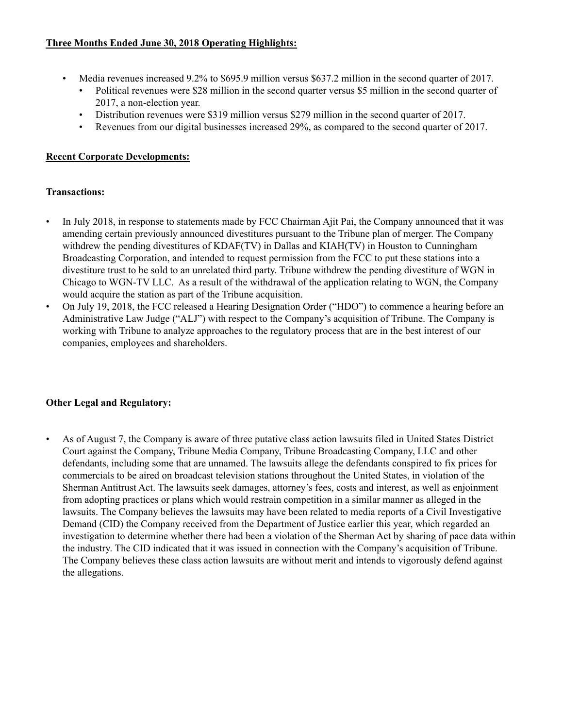**<u>Three Months Ended June 30, 2018 Operating Highlights:</u>**

- Media revenues increased 9.2% to $695.9 million versus $637.2 million in the second quarter of 2017.
  - Political revenues were $28 million in the second quarter versus $5 million in the second quarter of 2017, a non-election year.
  - Distribution revenues were $319 million versus $279 million in the second quarter of 2017.
  - Revenues from our digital businesses increased 29%, as compared to the second quarter of 2017.

**<u>Recent Corporate Developments:</u>**

**Transactions:**

- In July 2018, in response to statements made by FCC Chairman Ajit Pai, the Company announced that it was amending certain previously announced divestitures pursuant to the Tribune plan of merger. The Company withdrew the pending divestitures of KDAF(TV) in Dallas and KIAH(TV) in Houston to Cunningham Broadcasting Corporation, and intended to request permission from the FCC to put these stations into a divestiture trust to be sold to an unrelated third party. Tribune withdrew the pending divestiture of WGN in Chicago to WGN-TV LLC. As a result of the withdrawal of the application relating to WGN, the Company would acquire the station as part of the Tribune acquisition.
- On July 19, 2018, the FCC released a Hearing Designation Order ("HDO") to commence a hearing before an Administrative Law Judge ("ALJ") with respect to the Company's acquisition of Tribune. The Company is working with Tribune to analyze approaches to the regulatory process that are in the best interest of our companies, employees and shareholders.

**Other Legal and Regulatory:**

- As of August 7, the Company is aware of three putative class action lawsuits filed in United States District Court against the Company, Tribune Media Company, Tribune Broadcasting Company, LLC and other defendants, including some that are unnamed. The lawsuits allege the defendants conspired to fix prices for commercials to be aired on broadcast television stations throughout the United States, in violation of the Sherman Antitrust Act. The lawsuits seek damages, attorney's fees, costs and interest, as well as enjoinment from adopting practices or plans which would restrain competition in a similar manner as alleged in the lawsuits. The Company believes the lawsuits may have been related to media reports of a Civil Investigative Demand (CID) the Company received from the Department of Justice earlier this year, which regarded an investigation to determine whether there had been a violation of the Sherman Act by sharing of pace data within the industry. The CID indicated that it was issued in connection with the Company's acquisition of Tribune. The Company believes these class action lawsuits are without merit and intends to vigorously defend against the allegations.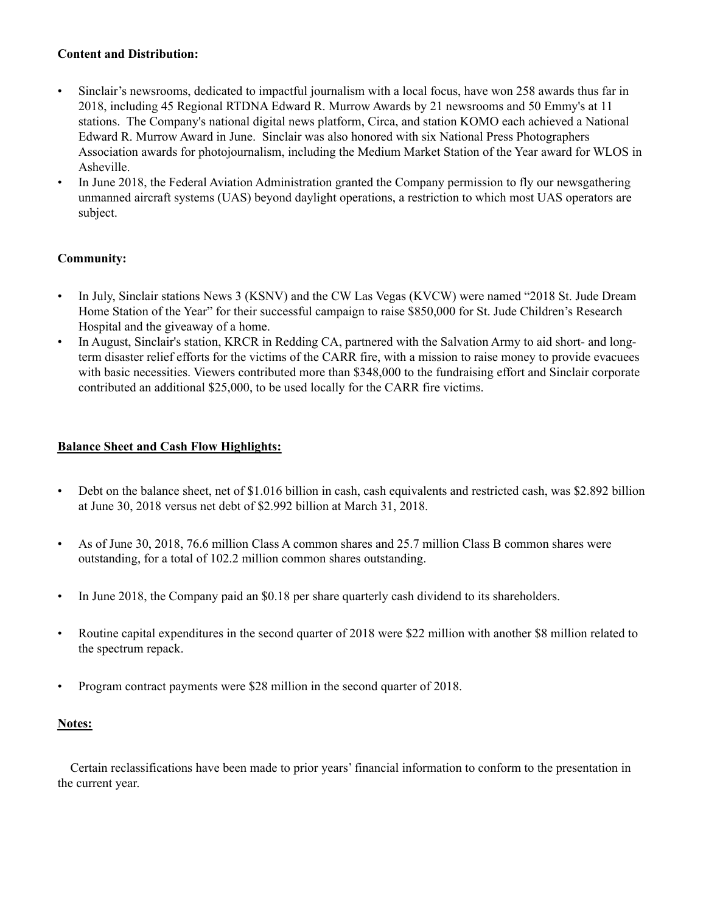**Content and Distribution:**

- Sinclair's newsrooms, dedicated to impactful journalism with a local focus, have won 258 awards thus far in 2018, including 45 Regional RTDNA Edward R. Murrow Awards by 21 newsrooms and 50 Emmy's at 11 stations. The Company's national digital news platform, Circa, and station KOMO each achieved a National Edward R. Murrow Award in June. Sinclair was also honored with six National Press Photographers Association awards for photojournalism, including the Medium Market Station of the Year award for WLOS in Asheville.
- In June 2018, the Federal Aviation Administration granted the Company permission to fly our newsgathering unmanned aircraft systems (UAS) beyond daylight operations, a restriction to which most UAS operators are subject.

**Community:**

- In July, Sinclair stations News 3 (KSNV) and the CW Las Vegas (KVCW) were named "2018 St. Jude Dream Home Station of the Year" for their successful campaign to raise $850,000 for St. Jude Children's Research Hospital and the giveaway of a home.
- In August, Sinclair's station, KRCR in Redding CA, partnered with the Salvation Army to aid short- and long-term disaster relief efforts for the victims of the CARR fire, with a mission to raise money to provide evacuees with basic necessities. Viewers contributed more than $348,000 to the fundraising effort and Sinclair corporate contributed an additional $25,000, to be used locally for the CARR fire victims.

**Balance Sheet and Cash Flow Highlights:**

- Debt on the balance sheet, net of $1.016 billion in cash, cash equivalents and restricted cash, was $2.892 billion at June 30, 2018 versus net debt of $2.992 billion at March 31, 2018.
- As of June 30, 2018, 76.6 million Class A common shares and 25.7 million Class B common shares were outstanding, for a total of 102.2 million common shares outstanding.
- In June 2018, the Company paid an $0.18 per share quarterly cash dividend to its shareholders.
- Routine capital expenditures in the second quarter of 2018 were $22 million with another $8 million related to the spectrum repack.
- Program contract payments were $28 million in the second quarter of 2018.

**Notes:**

Certain reclassifications have been made to prior years' financial information to conform to the presentation in the current year.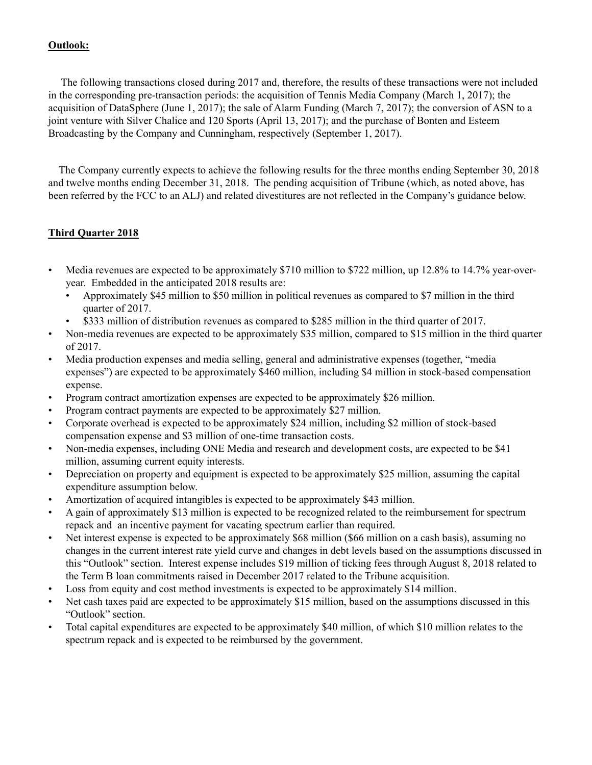**Outlook:**

The following transactions closed during 2017 and, therefore, the results of these transactions were not included in the corresponding pre-transaction periods: the acquisition of Tennis Media Company (March 1, 2017); the acquisition of DataSphere (June 1, 2017); the sale of Alarm Funding (March 7, 2017); the conversion of ASN to a joint venture with Silver Chalice and 120 Sports (April 13, 2017); and the purchase of Bonten and Esteem Broadcasting by the Company and Cunningham, respectively (September 1, 2017).

The Company currently expects to achieve the following results for the three months ending September 30, 2018 and twelve months ending December 31, 2018. The pending acquisition of Tribune (which, as noted above, has been referred by the FCC to an ALJ) and related divestitures are not reflected in the Company's guidance below.

**Third Quarter 2018**

- Media revenues are expected to be approximately $710 million to $722 million, up 12.8% to 14.7% year-over-year. Embedded in the anticipated 2018 results are:
  - Approximately $45 million to $50 million in political revenues as compared to $7 million in the third quarter of 2017.
  - $333 million of distribution revenues as compared to $285 million in the third quarter of 2017.
- Non-media revenues are expected to be approximately $35 million, compared to $15 million in the third quarter of 2017.
- Media production expenses and media selling, general and administrative expenses (together, "media expenses") are expected to be approximately $460 million, including $4 million in stock-based compensation expense.
- Program contract amortization expenses are expected to be approximately $26 million.
- Program contract payments are expected to be approximately $27 million.
- Corporate overhead is expected to be approximately $24 million, including $2 million of stock-based compensation expense and $3 million of one-time transaction costs.
- Non-media expenses, including ONE Media and research and development costs, are expected to be $41 million, assuming current equity interests.
- Depreciation on property and equipment is expected to be approximately $25 million, assuming the capital expenditure assumption below.
- Amortization of acquired intangibles is expected to be approximately $43 million.
- A gain of approximately $13 million is expected to be recognized related to the reimbursement for spectrum repack and an incentive payment for vacating spectrum earlier than required.
- Net interest expense is expected to be approximately $68 million ($66 million on a cash basis), assuming no changes in the current interest rate yield curve and changes in debt levels based on the assumptions discussed in this "Outlook" section. Interest expense includes $19 million of ticking fees through August 8, 2018 related to the Term B loan commitments raised in December 2017 related to the Tribune acquisition.
- Loss from equity and cost method investments is expected to be approximately $14 million.
- Net cash taxes paid are expected to be approximately $15 million, based on the assumptions discussed in this "Outlook" section.
- Total capital expenditures are expected to be approximately $40 million, of which $10 million relates to the spectrum repack and is expected to be reimbursed by the government.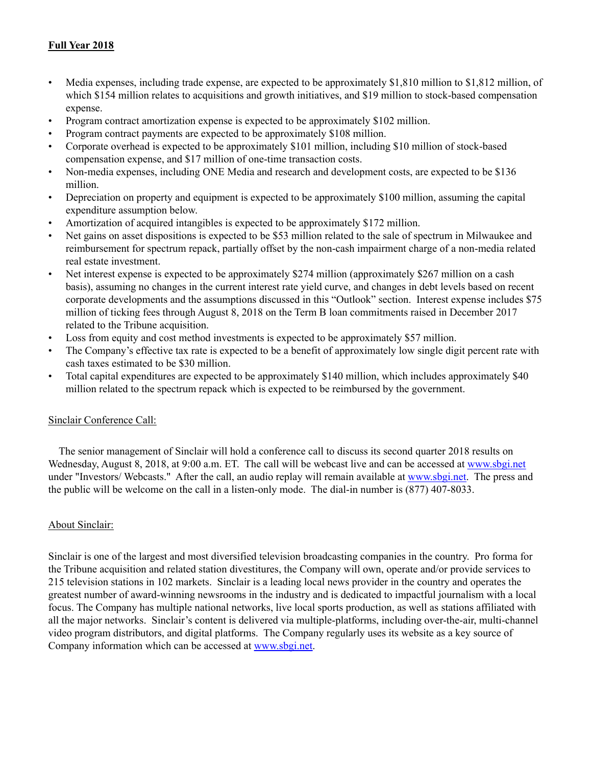**Full Year 2018**

- Media expenses, including trade expense, are expected to be approximately $1,810 million to $1,812 million, of which $154 million relates to acquisitions and growth initiatives, and $19 million to stock-based compensation expense.
- Program contract amortization expense is expected to be approximately $102 million.
- Program contract payments are expected to be approximately $108 million.
- Corporate overhead is expected to be approximately $101 million, including $10 million of stock-based compensation expense, and $17 million of one-time transaction costs.
- Non-media expenses, including ONE Media and research and development costs, are expected to be $136 million.
- Depreciation on property and equipment is expected to be approximately $100 million, assuming the capital expenditure assumption below.
- Amortization of acquired intangibles is expected to be approximately $172 million.
- Net gains on asset dispositions is expected to be $53 million related to the sale of spectrum in Milwaukee and reimbursement for spectrum repack, partially offset by the non-cash impairment charge of a non-media related real estate investment.
- Net interest expense is expected to be approximately $274 million (approximately $267 million on a cash basis), assuming no changes in the current interest rate yield curve, and changes in debt levels based on recent corporate developments and the assumptions discussed in this "Outlook" section. Interest expense includes $75 million of ticking fees through August 8, 2018 on the Term B loan commitments raised in December 2017 related to the Tribune acquisition.
- Loss from equity and cost method investments is expected to be approximately $57 million.
- The Company's effective tax rate is expected to be a benefit of approximately low single digit percent rate with cash taxes estimated to be $30 million.
- Total capital expenditures are expected to be approximately $140 million, which includes approximately $40 million related to the spectrum repack which is expected to be reimbursed by the government.

Sinclair Conference Call:

The senior management of Sinclair will hold a conference call to discuss its second quarter 2018 results on Wednesday, August 8, 2018, at 9:00 a.m. ET. The call will be webcast live and can be accessed at www.sbgi.net under "Investors/ Webcasts." After the call, an audio replay will remain available at www.sbgi.net. The press and the public will be welcome on the call in a listen-only mode. The dial-in number is (877) 407-8033.

About Sinclair:

Sinclair is one of the largest and most diversified television broadcasting companies in the country. Pro forma for the Tribune acquisition and related station divestitures, the Company will own, operate and/or provide services to 215 television stations in 102 markets. Sinclair is a leading local news provider in the country and operates the greatest number of award-winning newsrooms in the industry and is dedicated to impactful journalism with a local focus. The Company has multiple national networks, live local sports production, as well as stations affiliated with all the major networks. Sinclair's content is delivered via multiple-platforms, including over-the-air, multi-channel video program distributors, and digital platforms. The Company regularly uses its website as a key source of Company information which can be accessed at www.sbgi.net.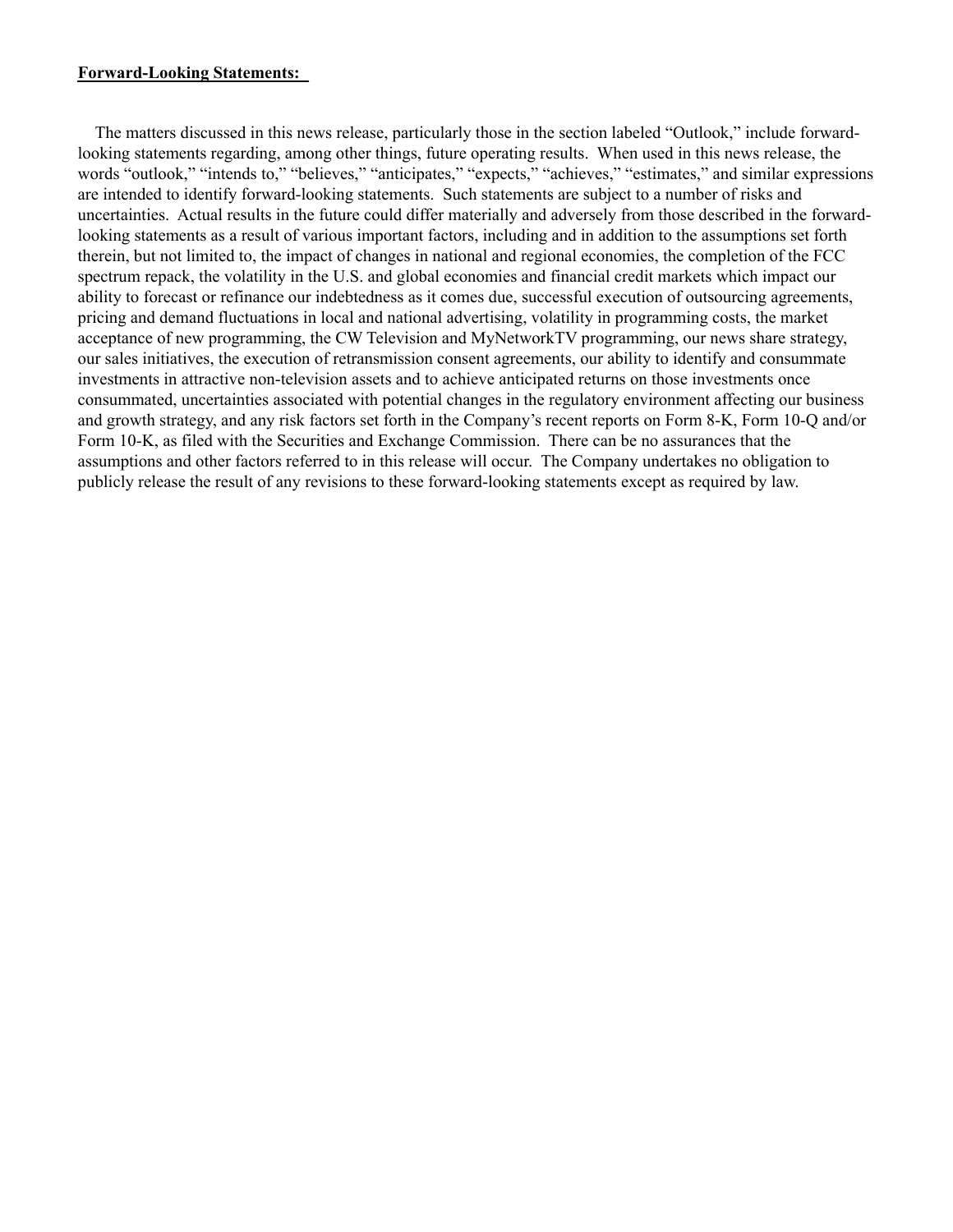**Forward-Looking Statements:**

The matters discussed in this news release, particularly those in the section labeled "Outlook," include forward-looking statements regarding, among other things, future operating results. When used in this news release, the words "outlook," "intends to," "believes," "anticipates," "expects," "achieves," "estimates," and similar expressions are intended to identify forward-looking statements. Such statements are subject to a number of risks and uncertainties. Actual results in the future could differ materially and adversely from those described in the forward-looking statements as a result of various important factors, including and in addition to the assumptions set forth therein, but not limited to, the impact of changes in national and regional economies, the completion of the FCC spectrum repack, the volatility in the U.S. and global economies and financial credit markets which impact our ability to forecast or refinance our indebtedness as it comes due, successful execution of outsourcing agreements, pricing and demand fluctuations in local and national advertising, volatility in programming costs, the market acceptance of new programming, the CW Television and MyNetworkTV programming, our news share strategy, our sales initiatives, the execution of retransmission consent agreements, our ability to identify and consummate investments in attractive non-television assets and to achieve anticipated returns on those investments once consummated, uncertainties associated with potential changes in the regulatory environment affecting our business and growth strategy, and any risk factors set forth in the Company's recent reports on Form 8-K, Form 10-Q and/or Form 10-K, as filed with the Securities and Exchange Commission. There can be no assurances that the assumptions and other factors referred to in this release will occur. The Company undertakes no obligation to publicly release the result of any revisions to these forward-looking statements except as required by law.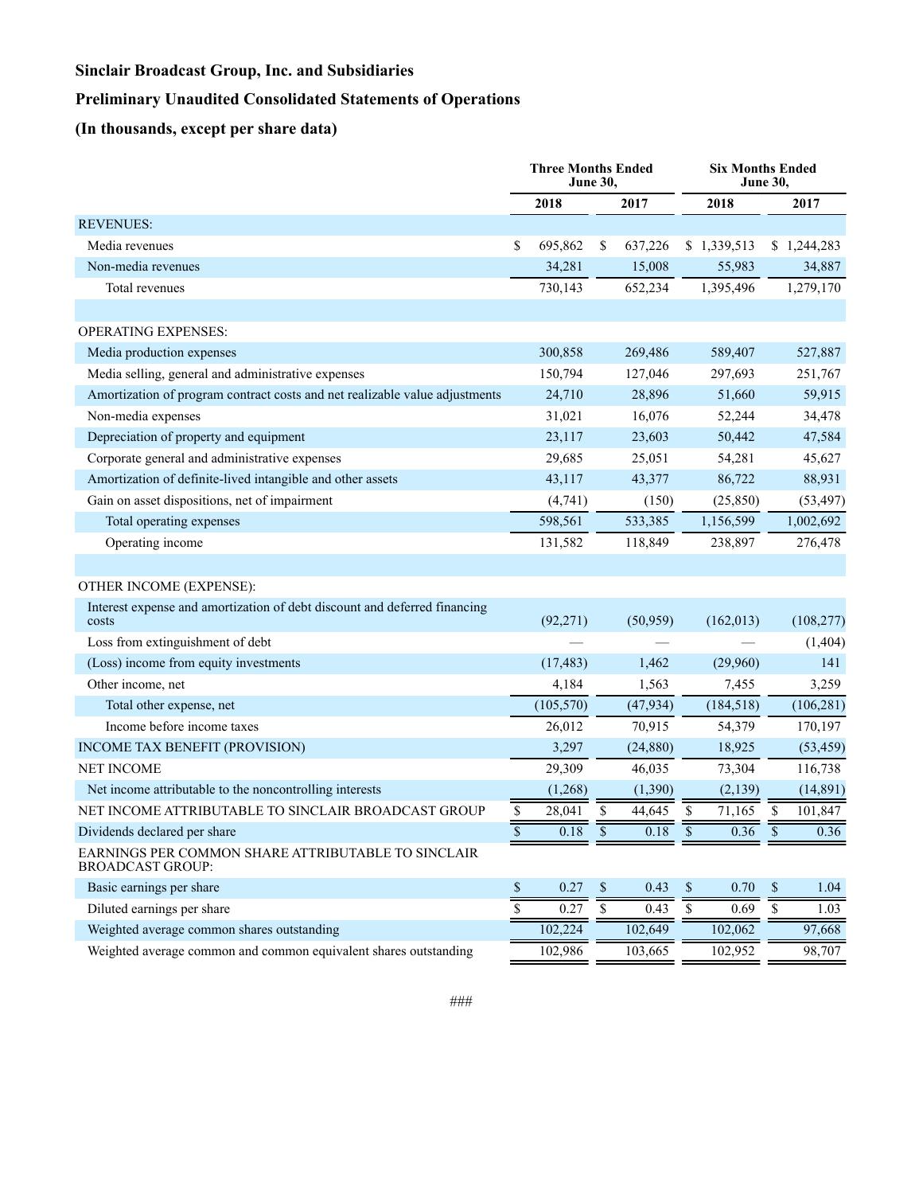## Sinclair Broadcast Group, Inc. and Subsidiaries

## Preliminary Unaudited Consolidated Statements of Operations

## (In thousands, except per share data)

| | Three Months Ended June 30, | | Six Months Ended June 30, | |
|---|---|---|---|---|
| | 2018 | 2017 | 2018 | 2017 |
| REVENUES: | | | | |
| Media revenues | $ 695,862 | $ 637,226 | $ 1,339,513 | $ 1,244,283 |
| Non-media revenues | 34,281 | 15,008 | 55,983 | 34,887 |
| Total revenues | 730,143 | 652,234 | 1,395,496 | 1,279,170 |
| | | | | |
| OPERATING EXPENSES: | | | | |
| Media production expenses | 300,858 | 269,486 | 589,407 | 527,887 |
| Media selling, general and administrative expenses | 150,794 | 127,046 | 297,693 | 251,767 |
| Amortization of program contract costs and net realizable value adjustments | 24,710 | 28,896 | 51,660 | 59,915 |
| Non-media expenses | 31,021 | 16,076 | 52,244 | 34,478 |
| Depreciation of property and equipment | 23,117 | 23,603 | 50,442 | 47,584 |
| Corporate general and administrative expenses | 29,685 | 25,051 | 54,281 | 45,627 |
| Amortization of definite-lived intangible and other assets | 43,117 | 43,377 | 86,722 | 88,931 |
| Gain on asset dispositions, net of impairment | (4,741) | (150) | (25,850) | (53,497) |
| Total operating expenses | 598,561 | 533,385 | 1,156,599 | 1,002,692 |
| Operating income | 131,582 | 118,849 | 238,897 | 276,478 |
| | | | | |
| OTHER INCOME (EXPENSE): | | | | |
| Interest expense and amortization of debt discount and deferred financing costs | (92,271) | (50,959) | (162,013) | (108,277) |
| Loss from extinguishment of debt | — | — | — | (1,404) |
| (Loss) income from equity investments | (17,483) | 1,462 | (29,960) | 141 |
| Other income, net | 4,184 | 1,563 | 7,455 | 3,259 |
| Total other expense, net | (105,570) | (47,934) | (184,518) | (106,281) |
| Income before income taxes | 26,012 | 70,915 | 54,379 | 170,197 |
| INCOME TAX BENEFIT (PROVISION) | 3,297 | (24,880) | 18,925 | (53,459) |
| NET INCOME | 29,309 | 46,035 | 73,304 | 116,738 |
| Net income attributable to the noncontrolling interests | (1,268) | (1,390) | (2,139) | (14,891) |
| NET INCOME ATTRIBUTABLE TO SINCLAIR BROADCAST GROUP | $ 28,041 | $ 44,645 | $ 71,165 | $ 101,847 |
| Dividends declared per share | $ 0.18 | $ 0.18 | $ 0.36 | $ 0.36 |
| EARNINGS PER COMMON SHARE ATTRIBUTABLE TO SINCLAIR BROADCAST GROUP: | | | | |
| Basic earnings per share | $ 0.27 | $ 0.43 | $ 0.70 | $ 1.04 |
| Diluted earnings per share | $ 0.27 | $ 0.43 | $ 0.69 | $ 1.03 |
| Weighted average common shares outstanding | 102,224 | 102,649 | 102,062 | 97,668 |
| Weighted average common and common equivalent shares outstanding | 102,986 | 103,665 | 102,952 | 98,707 |

###